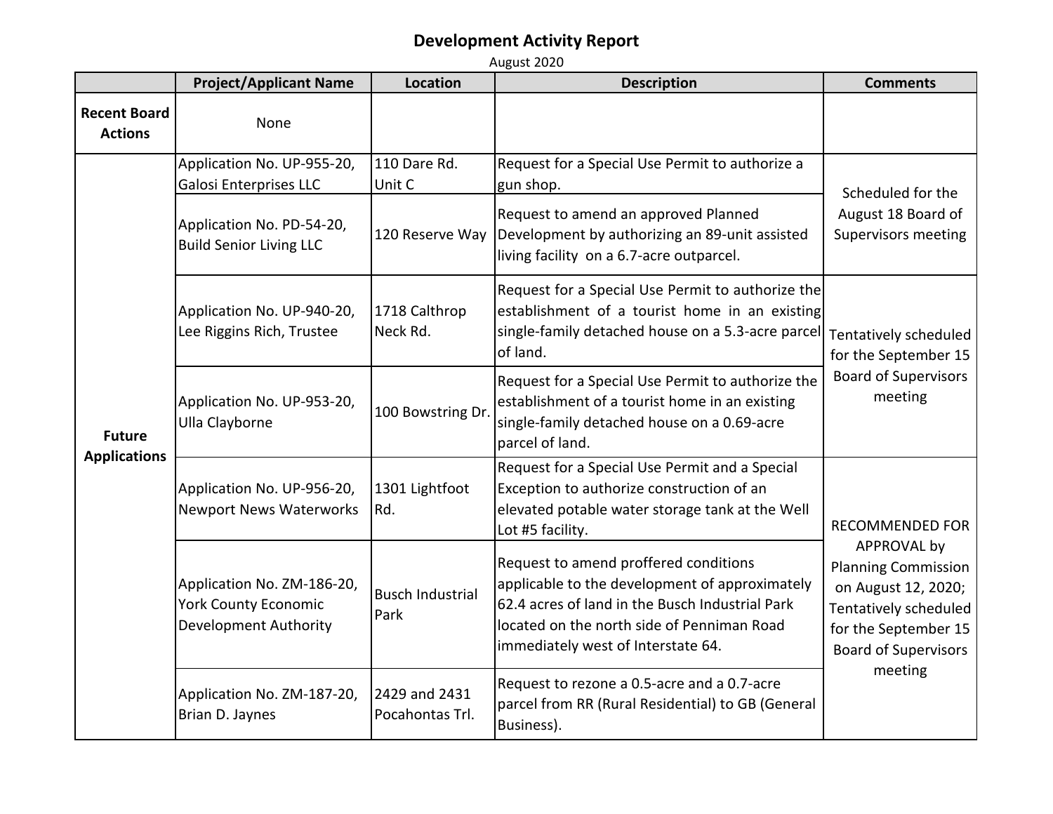# Development Activity Report

August 2020

| | Project/Applicant Name | Location | Description | Comments |
|---|---|---|---|---|
| **Recent Board Actions** | None | | | |
| **Future Applications** | Application No. UP-955-20, Galosi Enterprises LLC | 110 Dare Rd. Unit C | Request for a Special Use Permit to authorize a gun shop. | Scheduled for the August 18 Board of Supervisors meeting |
| | Application No. PD-54-20, Build Senior Living LLC | 120 Reserve Way | Request to amend an approved Planned Development by authorizing an 89-unit assisted living facility on a 6.7-acre outparcel. | Scheduled for the August 18 Board of Supervisors meeting |
| | Application No. UP-940-20, Lee Riggins Rich, Trustee | 1718 Calthrop Neck Rd. | Request for a Special Use Permit to authorize the establishment of a tourist home in an existing single-family detached house on a 5.3-acre parcel of land. | Tentatively scheduled for the September 15 Board of Supervisors meeting |
| | Application No. UP-953-20, Ulla Clayborne | 100 Bowstring Dr. | Request for a Special Use Permit to authorize the establishment of a tourist home in an existing single-family detached house on a 0.69-acre parcel of land. | Tentatively scheduled for the September 15 Board of Supervisors meeting |
| | Application No. UP-956-20, Newport News Waterworks | 1301 Lightfoot Rd. | Request for a Special Use Permit and a Special Exception to authorize construction of an elevated potable water storage tank at the Well Lot #5 facility. | RECOMMENDED FOR APPROVAL by Planning Commission on August 12, 2020; Tentatively scheduled for the September 15 Board of Supervisors meeting |
| | Application No. ZM-186-20, York County Economic Development Authority | Busch Industrial Park | Request to amend proffered conditions applicable to the development of approximately 62.4 acres of land in the Busch Industrial Park located on the north side of Penniman Road immediately west of Interstate 64. | RECOMMENDED FOR APPROVAL by Planning Commission on August 12, 2020; Tentatively scheduled for the September 15 Board of Supervisors meeting |
| | Application No. ZM-187-20, Brian D. Jaynes | 2429 and 2431 Pocahontas Trl. | Request to rezone a 0.5-acre and a 0.7-acre parcel from RR (Rural Residential) to GB (General Business). | RECOMMENDED FOR APPROVAL by Planning Commission on August 12, 2020; Tentatively scheduled for the September 15 Board of Supervisors meeting |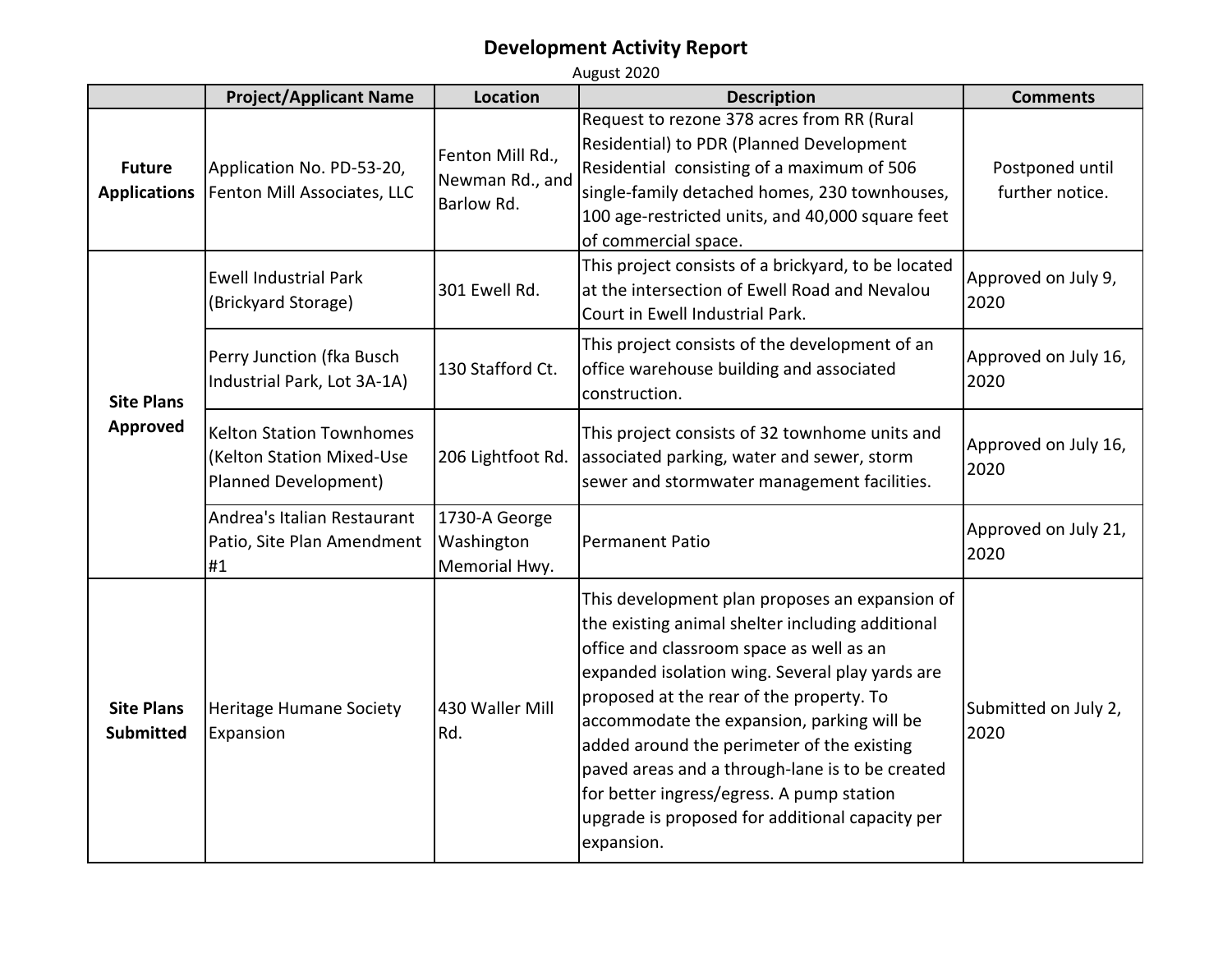# Development Activity Report

August 2020

| | Project/Applicant Name | Location | Description | Comments |
|---|---|---|---|---|
| **Future Applications** | Application No. PD-53-20, Fenton Mill Associates, LLC | Fenton Mill Rd., Newman Rd., and Barlow Rd. | Request to rezone 378 acres from RR (Rural Residential) to PDR (Planned Development Residential consisting of a maximum of 506 single-family detached homes, 230 townhouses, 100 age-restricted units, and 40,000 square feet of commercial space. | Postponed until further notice. |
| **Site Plans Approved** | Ewell Industrial Park (Brickyard Storage) | 301 Ewell Rd. | This project consists of a brickyard, to be located at the intersection of Ewell Road and Nevalou Court in Ewell Industrial Park. | Approved on July 9, 2020 |
| | Perry Junction (fka Busch Industrial Park, Lot 3A-1A) | 130 Stafford Ct. | This project consists of the development of an office warehouse building and associated construction. | Approved on July 16, 2020 |
| | Kelton Station Townhomes (Kelton Station Mixed-Use Planned Development) | 206 Lightfoot Rd. | This project consists of 32 townhome units and associated parking, water and sewer, storm sewer and stormwater management facilities. | Approved on July 16, 2020 |
| | Andrea's Italian Restaurant Patio, Site Plan Amendment #1 | 1730-A George Washington Memorial Hwy. | Permanent Patio | Approved on July 21, 2020 |
| **Site Plans Submitted** | Heritage Humane Society Expansion | 430 Waller Mill Rd. | This development plan proposes an expansion of the existing animal shelter including additional office and classroom space as well as an expanded isolation wing. Several play yards are proposed at the rear of the property. To accommodate the expansion, parking will be added around the perimeter of the existing paved areas and a through-lane is to be created for better ingress/egress. A pump station upgrade is proposed for additional capacity per expansion. | Submitted on July 2, 2020 |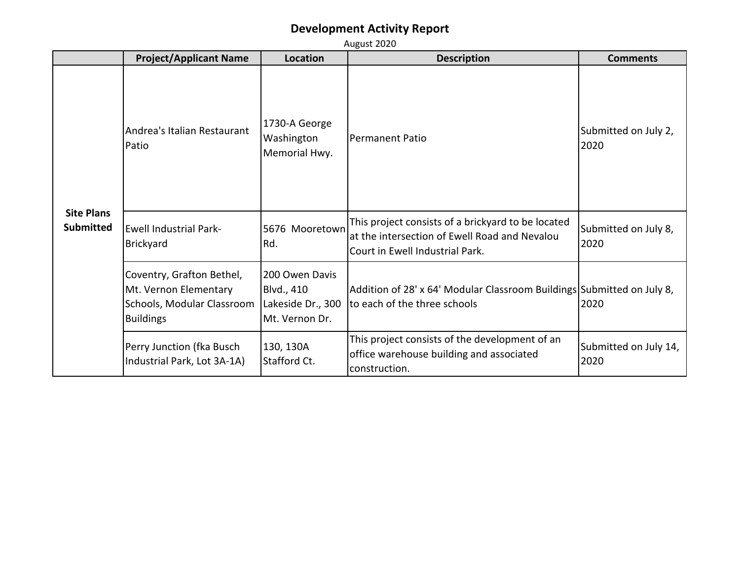# Development Activity Report

August 2020

| | Project/Applicant Name | Location | Description | Comments |
| --- | --- | --- | --- | --- |
| **Site Plans Submitted** | Andrea's Italian Restaurant Patio | 1730-A George Washington Memorial Hwy. | Permanent Patio | Submitted on July 2, 2020 |
| | Ewell Industrial Park-Brickyard | 5676 Mooretown Rd. | This project consists of a brickyard to be located at the intersection of Ewell Road and Nevalou Court in Ewell Industrial Park. | Submitted on July 8, 2020 |
| | Coventry, Grafton Bethel, Mt. Vernon Elementary Schools, Modular Classroom Buildings | 200 Owen Davis Blvd., 410 Lakeside Dr., 300 Mt. Vernon Dr. | Addition of 28' x 64' Modular Classroom Buildings to each of the three schools | Submitted on July 8, 2020 |
| | Perry Junction (fka Busch Industrial Park, Lot 3A-1A) | 130, 130A Stafford Ct. | This project consists of the development of an office warehouse building and associated construction. | Submitted on July 14, 2020 |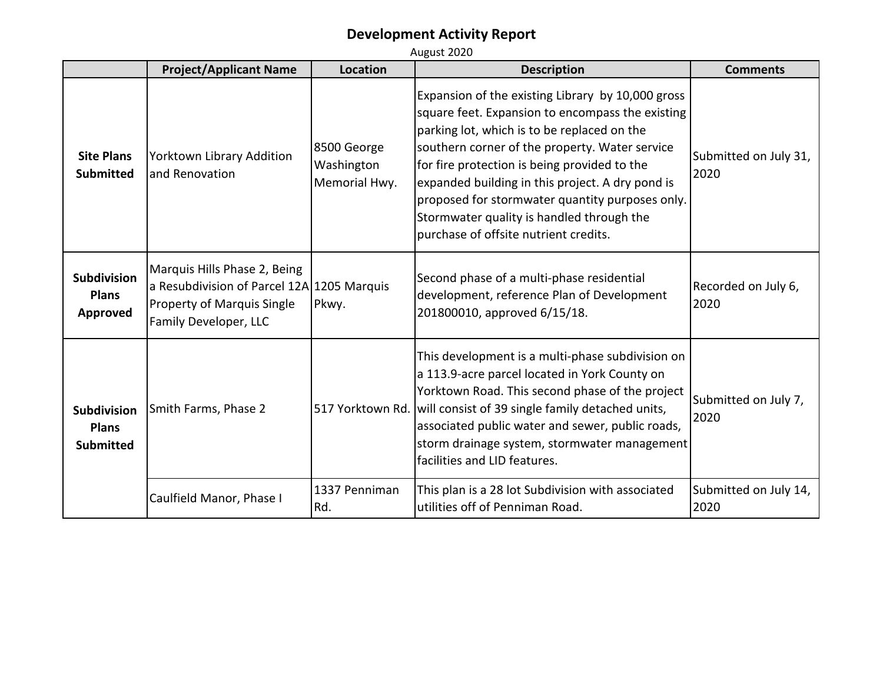# Development Activity Report

August 2020

| | Project/Applicant Name | Location | Description | Comments |
|---|---|---|---|---|
| **Site Plans Submitted** | Yorktown Library Addition and Renovation | 8500 George Washington Memorial Hwy. | Expansion of the existing Library by 10,000 gross square feet. Expansion to encompass the existing parking lot, which is to be replaced on the southern corner of the property. Water service for fire protection is being provided to the expanded building in this project. A dry pond is proposed for stormwater quantity purposes only. Stormwater quality is handled through the purchase of offsite nutrient credits. | Submitted on July 31, 2020 |
| **Subdivision Plans Approved** | Marquis Hills Phase 2, Being a Resubdivision of Parcel 12A Property of Marquis Single Family Developer, LLC | 1205 Marquis Pkwy. | Second phase of a multi-phase residential development, reference Plan of Development 201800010, approved 6/15/18. | Recorded on July 6, 2020 |
| **Subdivision Plans Submitted** | Smith Farms, Phase 2 | 517 Yorktown Rd. | This development is a multi-phase subdivision on a 113.9-acre parcel located in York County on Yorktown Road. This second phase of the project will consist of 39 single family detached units, associated public water and sewer, public roads, storm drainage system, stormwater management facilities and LID features. | Submitted on July 7, 2020 |
| | Caulfield Manor, Phase I | 1337 Penniman Rd. | This plan is a 28 lot Subdivision with associated utilities off of Penniman Road. | Submitted on July 14, 2020 |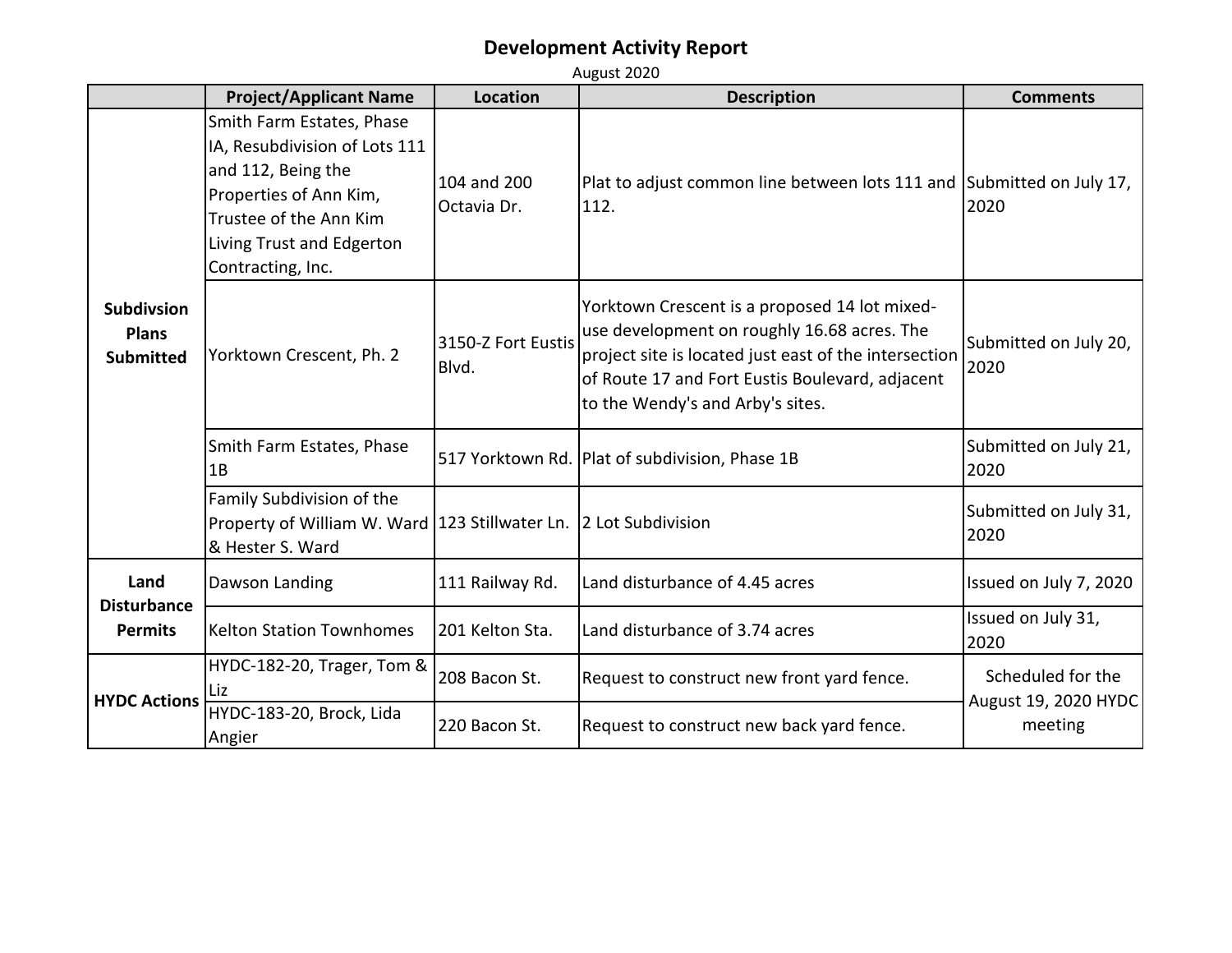# Development Activity Report

August 2020

| | Project/Applicant Name | Location | Description | Comments |
|---|---|---|---|---|
| **Subdivsion Plans Submitted** | Smith Farm Estates, Phase IA, Resubdivision of Lots 111 and 112, Being the Properties of Ann Kim, Trustee of the Ann Kim Living Trust and Edgerton Contracting, Inc. | 104 and 200 Octavia Dr. | Plat to adjust common line between lots 111 and 112. | Submitted on July 17, 2020 |
| | Yorktown Crescent, Ph. 2 | 3150-Z Fort Eustis Blvd. | Yorktown Crescent is a proposed 14 lot mixed-use development on roughly 16.68 acres. The project site is located just east of the intersection of Route 17 and Fort Eustis Boulevard, adjacent to the Wendy's and Arby's sites. | Submitted on July 20, 2020 |
| | Smith Farm Estates, Phase 1B | 517 Yorktown Rd. | Plat of subdivision, Phase 1B | Submitted on July 21, 2020 |
| | Family Subdivision of the Property of William W. Ward & Hester S. Ward | 123 Stillwater Ln. | 2 Lot Subdivision | Submitted on July 31, 2020 |
| **Land Disturbance Permits** | Dawson Landing | 111 Railway Rd. | Land disturbance of 4.45 acres | Issued on July 7, 2020 |
| | Kelton Station Townhomes | 201 Kelton Sta. | Land disturbance of 3.74 acres | Issued on July 31, 2020 |
| **HYDC Actions** | HYDC-182-20, Trager, Tom & Liz | 208 Bacon St. | Request to construct new front yard fence. | Scheduled for the August 19, 2020 HYDC meeting |
| | HYDC-183-20, Brock, Lida Angier | 220 Bacon St. | Request to construct new back yard fence. | |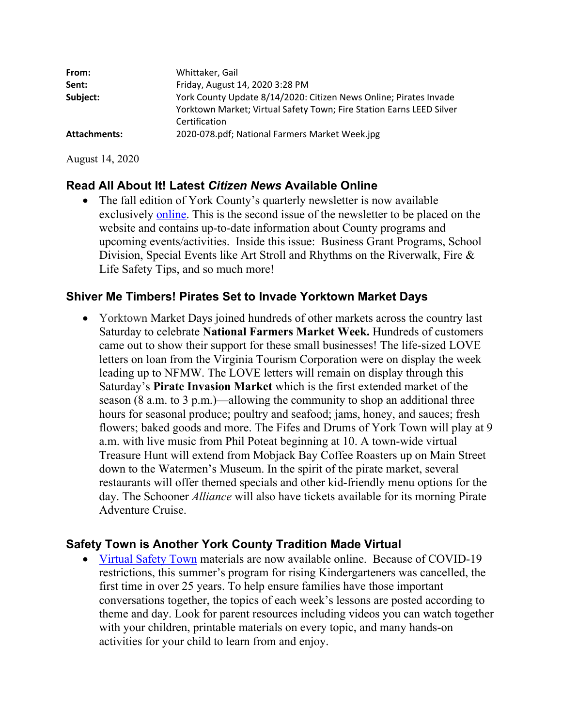| | |
|---|---|
| **From:** | Whittaker, Gail |
| **Sent:** | Friday, August 14, 2020 3:28 PM |
| **Subject:** | York County Update 8/14/2020: Citizen News Online; Pirates Invade Yorktown Market; Virtual Safety Town; Fire Station Earns LEED Silver Certification |
| **Attachments:** | 2020-078.pdf; National Farmers Market Week.jpg |

August 14, 2020

## Read All About It! Latest *Citizen News* Available Online

- The fall edition of York County's quarterly newsletter is now available exclusively online. This is the second issue of the newsletter to be placed on the website and contains up-to-date information about County programs and upcoming events/activities. Inside this issue: Business Grant Programs, School Division, Special Events like Art Stroll and Rhythms on the Riverwalk, Fire & Life Safety Tips, and so much more!

## Shiver Me Timbers! Pirates Set to Invade Yorktown Market Days

- Yorktown Market Days joined hundreds of other markets across the country last Saturday to celebrate **National Farmers Market Week.** Hundreds of customers came out to show their support for these small businesses! The life-sized LOVE letters on loan from the Virginia Tourism Corporation were on display the week leading up to NFMW. The LOVE letters will remain on display through this Saturday's **Pirate Invasion Market** which is the first extended market of the season (8 a.m. to 3 p.m.)—allowing the community to shop an additional three hours for seasonal produce; poultry and seafood; jams, honey, and sauces; fresh flowers; baked goods and more. The Fifes and Drums of York Town will play at 9 a.m. with live music from Phil Poteat beginning at 10. A town-wide virtual Treasure Hunt will extend from Mobjack Bay Coffee Roasters up on Main Street down to the Watermen's Museum. In the spirit of the pirate market, several restaurants will offer themed specials and other kid-friendly menu options for the day. The Schooner *Alliance* will also have tickets available for its morning Pirate Adventure Cruise.

## Safety Town is Another York County Tradition Made Virtual

- Virtual Safety Town materials are now available online. Because of COVID-19 restrictions, this summer's program for rising Kindergarteners was cancelled, the first time in over 25 years. To help ensure families have those important conversations together, the topics of each week's lessons are posted according to theme and day. Look for parent resources including videos you can watch together with your children, printable materials on every topic, and many hands-on activities for your child to learn from and enjoy.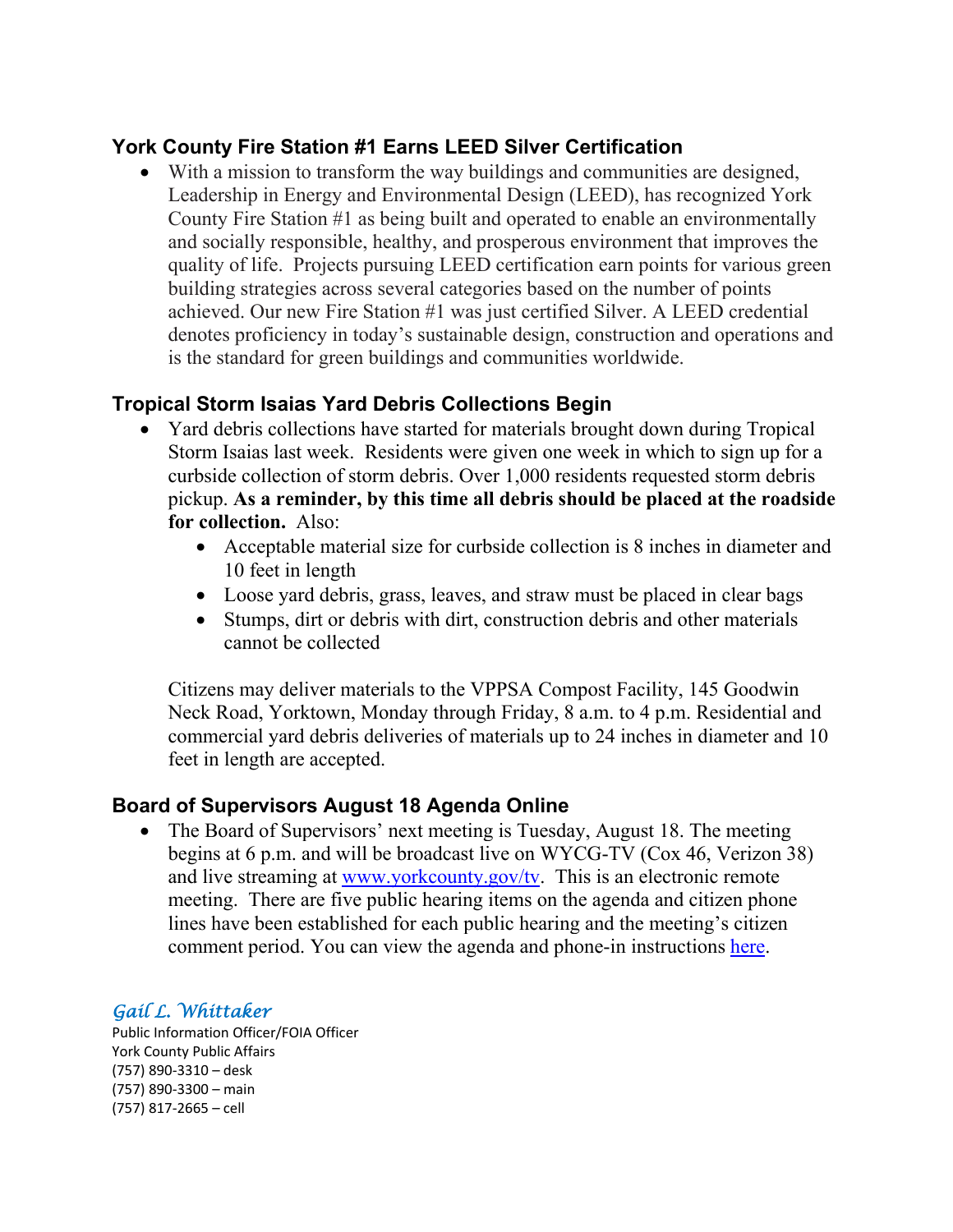### York County Fire Station #1 Earns LEED Silver Certification

- With a mission to transform the way buildings and communities are designed, Leadership in Energy and Environmental Design (LEED), has recognized York County Fire Station #1 as being built and operated to enable an environmentally and socially responsible, healthy, and prosperous environment that improves the quality of life. Projects pursuing LEED certification earn points for various green building strategies across several categories based on the number of points achieved. Our new Fire Station #1 was just certified Silver. A LEED credential denotes proficiency in today's sustainable design, construction and operations and is the standard for green buildings and communities worldwide.

### Tropical Storm Isaias Yard Debris Collections Begin

- Yard debris collections have started for materials brought down during Tropical Storm Isaias last week. Residents were given one week in which to sign up for a curbside collection of storm debris. Over 1,000 residents requested storm debris pickup. **As a reminder, by this time all debris should be placed at the roadside for collection.** Also:
  - Acceptable material size for curbside collection is 8 inches in diameter and 10 feet in length
  - Loose yard debris, grass, leaves, and straw must be placed in clear bags
  - Stumps, dirt or debris with dirt, construction debris and other materials cannot be collected

  Citizens may deliver materials to the VPPSA Compost Facility, 145 Goodwin Neck Road, Yorktown, Monday through Friday, 8 a.m. to 4 p.m. Residential and commercial yard debris deliveries of materials up to 24 inches in diameter and 10 feet in length are accepted.

### Board of Supervisors August 18 Agenda Online

- The Board of Supervisors' next meeting is Tuesday, August 18. The meeting begins at 6 p.m. and will be broadcast live on WYCG-TV (Cox 46, Verizon 38) and live streaming at [www.yorkcounty.gov/tv](www.yorkcounty.gov/tv). This is an electronic remote meeting. There are five public hearing items on the agenda and citizen phone lines have been established for each public hearing and the meeting's citizen comment period. You can view the agenda and phone-in instructions [here]().

*Gail L. Whittaker*
Public Information Officer/FOIA Officer
York County Public Affairs
(757) 890-3310 – desk
(757) 890-3300 – main
(757) 817-2665 – cell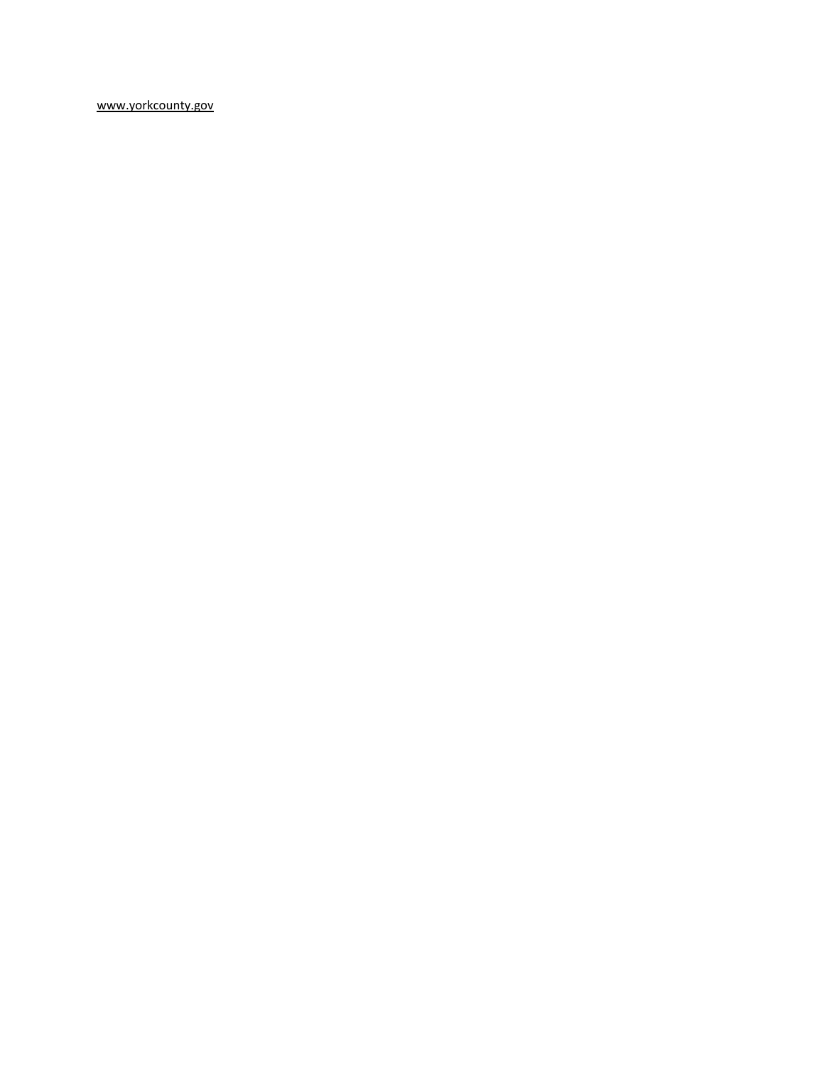www.yorkcounty.gov